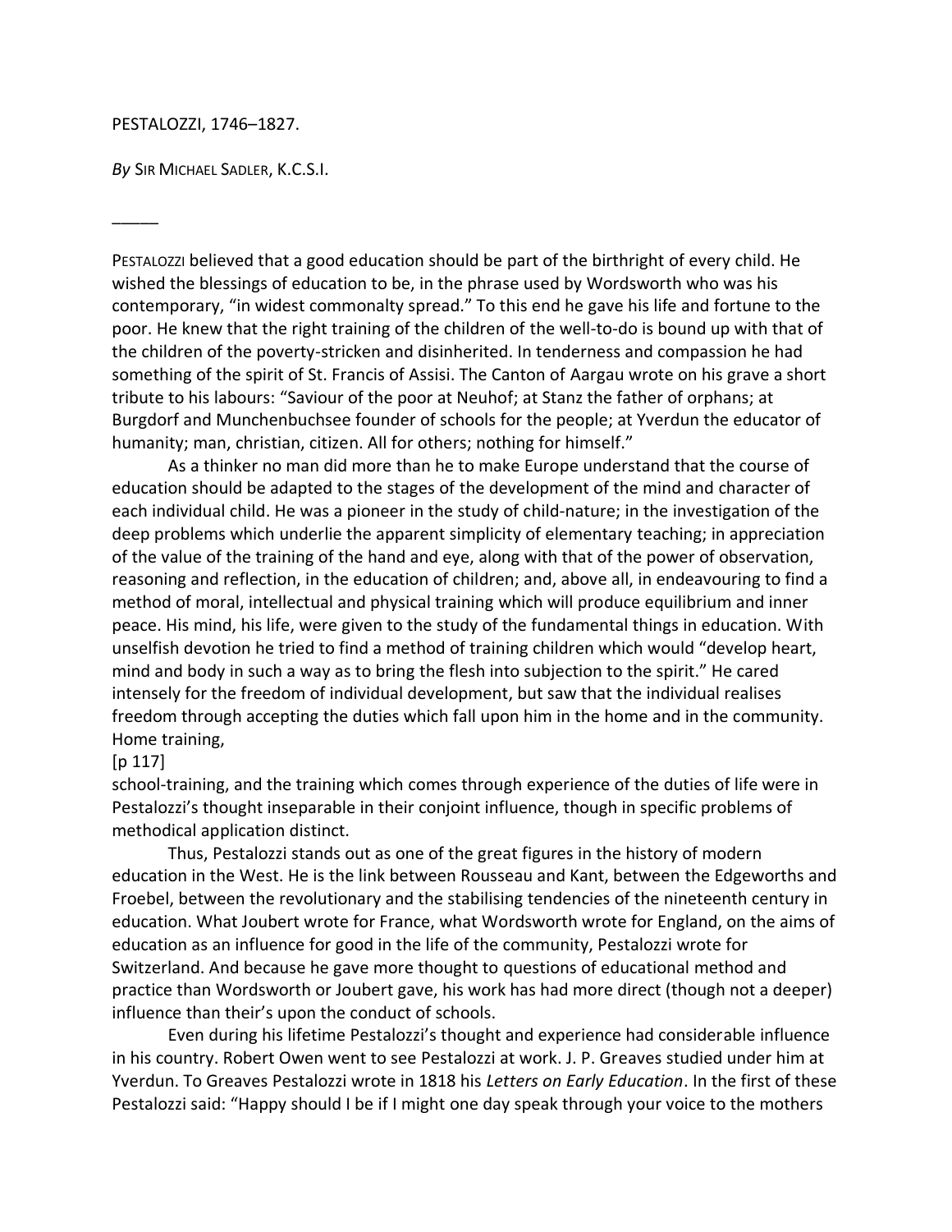PESTALOZZI, 1746–1827.

*By* SIR MICHAEL SADLER, K.C.S.I.

―――

PESTALOZZI believed that a good education should be part of the birthright of every child. He wished the blessings of education to be, in the phrase used by Wordsworth who was his contemporary, "in widest commonalty spread." To this end he gave his life and fortune to the poor. He knew that the right training of the children of the well-to-do is bound up with that of the children of the poverty-stricken and disinherited. In tenderness and compassion he had something of the spirit of St. Francis of Assisi. The Canton of Aargau wrote on his grave a short tribute to his labours: "Saviour of the poor at Neuhof; at Stanz the father of orphans; at Burgdorf and Munchenbuchsee founder of schools for the people; at Yverdun the educator of humanity; man, christian, citizen. All for others; nothing for himself."

As a thinker no man did more than he to make Europe understand that the course of education should be adapted to the stages of the development of the mind and character of each individual child. He was a pioneer in the study of child-nature; in the investigation of the deep problems which underlie the apparent simplicity of elementary teaching; in appreciation of the value of the training of the hand and eye, along with that of the power of observation, reasoning and reflection, in the education of children; and, above all, in endeavouring to find a method of moral, intellectual and physical training which will produce equilibrium and inner peace. His mind, his life, were given to the study of the fundamental things in education. With unselfish devotion he tried to find a method of training children which would "develop heart, mind and body in such a way as to bring the flesh into subjection to the spirit." He cared intensely for the freedom of individual development, but saw that the individual realises freedom through accepting the duties which fall upon him in the home and in the community. Home training, school-training, and the training which comes through experience of the duties of life were in Pestalozzi's thought inseparable in their conjoint influence, though in specific problems of methodical application distinct.

Thus, Pestalozzi stands out as one of the great figures in the history of modern education in the West. He is the link between Rousseau and Kant, between the Edgeworths and Froebel, between the revolutionary and the stabilising tendencies of the nineteenth century in education. What Joubert wrote for France, what Wordsworth wrote for England, on the aims of education as an influence for good in the life of the community, Pestalozzi wrote for Switzerland. And because he gave more thought to questions of educational method and practice than Wordsworth or Joubert gave, his work has had more direct (though not a deeper) influence than their's upon the conduct of schools.

Even during his lifetime Pestalozzi's thought and experience had considerable influence in his country. Robert Owen went to see Pestalozzi at work. J. P. Greaves studied under him at Yverdun. To Greaves Pestalozzi wrote in 1818 his *Letters on Early Education*. In the first of these Pestalozzi said: "Happy should I be if I might one day speak through your voice to the mothers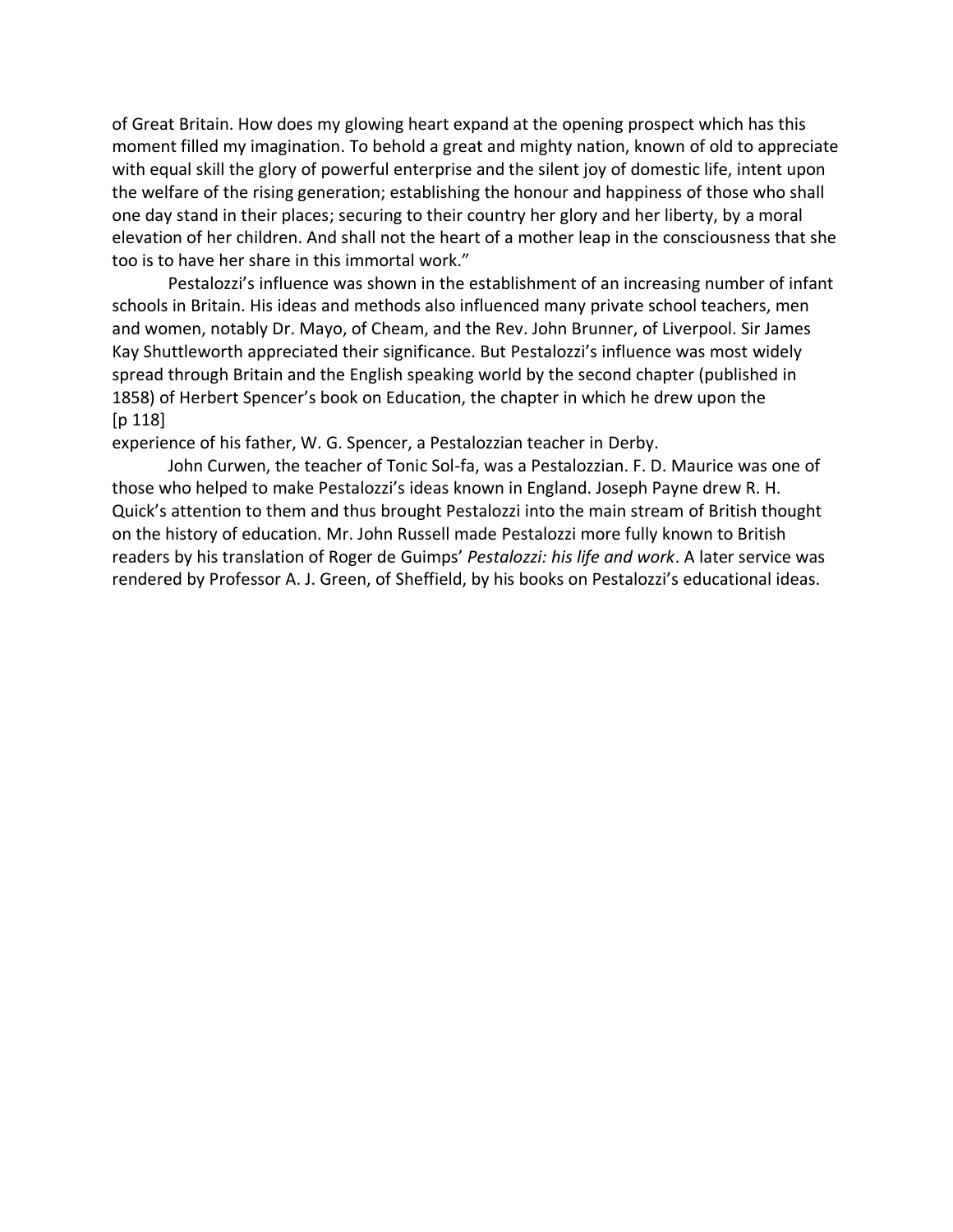of Great Britain. How does my glowing heart expand at the opening prospect which has this moment filled my imagination. To behold a great and mighty nation, known of old to appreciate with equal skill the glory of powerful enterprise and the silent joy of domestic life, intent upon the welfare of the rising generation; establishing the honour and happiness of those who shall one day stand in their places; securing to their country her glory and her liberty, by a moral elevation of her children. And shall not the heart of a mother leap in the consciousness that she too is to have her share in this immortal work."

Pestalozzi's influence was shown in the establishment of an increasing number of infant schools in Britain. His ideas and methods also influenced many private school teachers, men and women, notably Dr. Mayo, of Cheam, and the Rev. John Brunner, of Liverpool. Sir James Kay Shuttleworth appreciated their significance. But Pestalozzi's influence was most widely spread through Britain and the English speaking world by the second chapter (published in 1858) of Herbert Spencer's book on Education, the chapter in which he drew upon the
[p 118]
experience of his father, W. G. Spencer, a Pestalozzian teacher in Derby.

John Curwen, the teacher of Tonic Sol-fa, was a Pestalozzian. F. D. Maurice was one of those who helped to make Pestalozzi's ideas known in England. Joseph Payne drew R. H. Quick's attention to them and thus brought Pestalozzi into the main stream of British thought on the history of education. Mr. John Russell made Pestalozzi more fully known to British readers by his translation of Roger de Guimps' *Pestalozzi: his life and work*. A later service was rendered by Professor A. J. Green, of Sheffield, by his books on Pestalozzi's educational ideas.